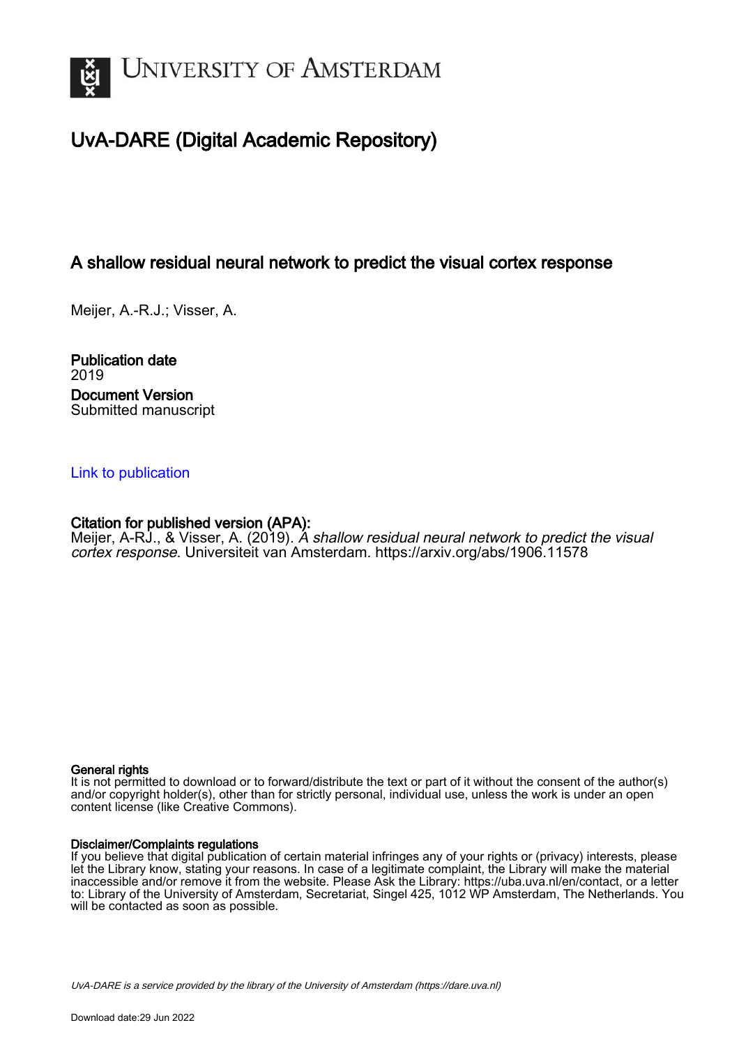# University of Amsterdam

## UvA-DARE (Digital Academic Repository)

### A shallow residual neural network to predict the visual cortex response

Meijer, A.-R.J.; Visser, A.

**Publication date**
2019

**Document Version**
Submitted manuscript

[Link to publication](https://dare.uva.nl)

**Citation for published version (APA):**
Meijer, A-RJ., & Visser, A. (2019). *A shallow residual neural network to predict the visual cortex response*. Universiteit van Amsterdam. https://arxiv.org/abs/1906.11578

**General rights**
It is not permitted to download or to forward/distribute the text or part of it without the consent of the author(s) and/or copyright holder(s), other than for strictly personal, individual use, unless the work is under an open content license (like Creative Commons).

**Disclaimer/Complaints regulations**
If you believe that digital publication of certain material infringes any of your rights or (privacy) interests, please let the Library know, stating your reasons. In case of a legitimate complaint, the Library will make the material inaccessible and/or remove it from the website. Please Ask the Library: https://uba.uva.nl/en/contact, or a letter to: Library of the University of Amsterdam, Secretariat, Singel 425, 1012 WP Amsterdam, The Netherlands. You will be contacted as soon as possible.

*UvA-DARE is a service provided by the library of the University of Amsterdam (https://dare.uva.nl)*

Download date:29 Jun 2022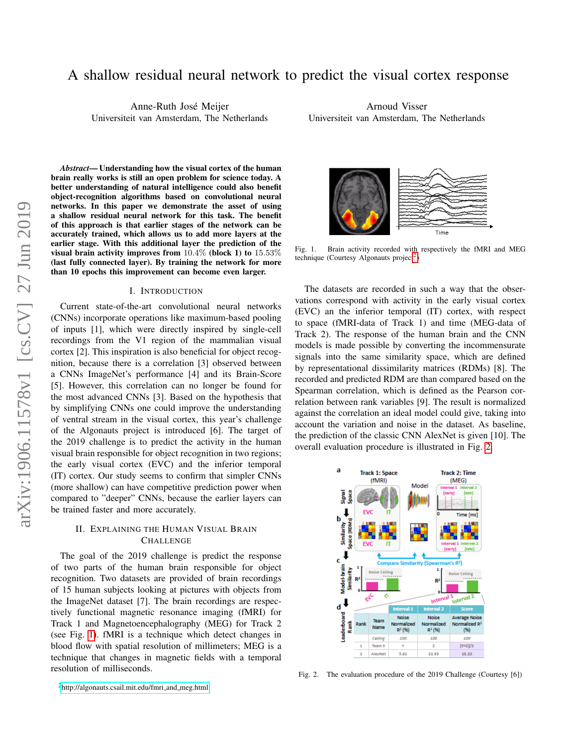# A shallow residual neural network to predict the visual cortex response

Anne-Ruth José Meijer
Universiteit van Amsterdam, The Netherlands

Arnoud Visser
Universiteit van Amsterdam, The Netherlands

***Abstract*— Understanding how the visual cortex of the human brain really works is still an open problem for science today. A better understanding of natural intelligence could also benefit object-recognition algorithms based on convolutional neural networks. In this paper we demonstrate the asset of using a shallow residual neural network for this task. The benefit of this approach is that earlier stages of the network can be accurately trained, which allows us to add more layers at the earlier stage. With this additional layer the prediction of the visual brain activity improves from $10.4\%$ (block 1) to $15.53\%$ (last fully connected layer). By training the network for more than 10 epochs this improvement can become even larger.**

## I. Introduction

Current state-of-the-art convolutional neural networks (CNNs) incorporate operations like maximum-based pooling of inputs [1], which were directly inspired by single-cell recordings from the V1 region of the mammalian visual cortex [2]. This inspiration is also beneficial for object recognition, because there is a correlation [3] observed between a CNNs ImageNet's performance [4] and its Brain-Score [5]. However, this correlation can no longer be found for the most advanced CNNs [3]. Based on the hypothesis that by simplifying CNNs one could improve the understanding of ventral stream in the visual cortex, this year's challenge of the Algonauts project is introduced [6]. The target of the 2019 challenge is to predict the activity in the human visual brain responsible for object recognition in two regions; the early visual cortex (EVC) and the inferior temporal (IT) cortex. Our study seems to confirm that simpler CNNs (more shallow) can have competitive prediction power when compared to "deeper" CNNs, because the earlier layers can be trained faster and more accurately.

## II. Explaining the Human Visual Brain Challenge

The goal of the 2019 challenge is predict the response of two parts of the human brain responsible for object recognition. Two datasets are provided of brain recordings of 15 human subjects looking at pictures with objects from the ImageNet dataset [7]. The brain recordings are respectively functional magnetic resonance imaging (fMRI) for Track 1 and Magnetoencephalography (MEG) for Track 2 (see Fig. 1). fMRI is a technique which detect changes in blood flow with spatial resolution of millimeters; MEG is a technique that changes in magnetic fields with a temporal resolution of milliseconds.

Fig. 1. Brain activity recorded with respectively the fMRI and MEG technique (Courtesy Algonauts project[2])

The datasets are recorded in such a way that the observations correspond with activity in the early visual cortex (EVC) an the inferior temporal (IT) cortex, with respect to space (fMRI-data of Track 1) and time (MEG-data of Track 2). The response of the human brain and the CNN models is made possible by converting the incommensurate signals into the same similarity space, which are defined by representational dissimilarity matrices (RDMs) [8]. The recorded and predicted RDM are than compared based on the Spearman correlation, which is defined as the Pearson correlation between rank variables [9]. The result is normalized against the correlation an ideal model could give, taking into account the variation and noise in the dataset. As baseline, the prediction of the classic CNN AlexNet is given [10]. The overall evaluation procedure is illustrated in Fig. 2.

Fig. 2. The evaluation procedure of the 2019 Challenge (Courtesy [6])

[2] http://algonauts.csail.mit.edu/fmri_and_meg.html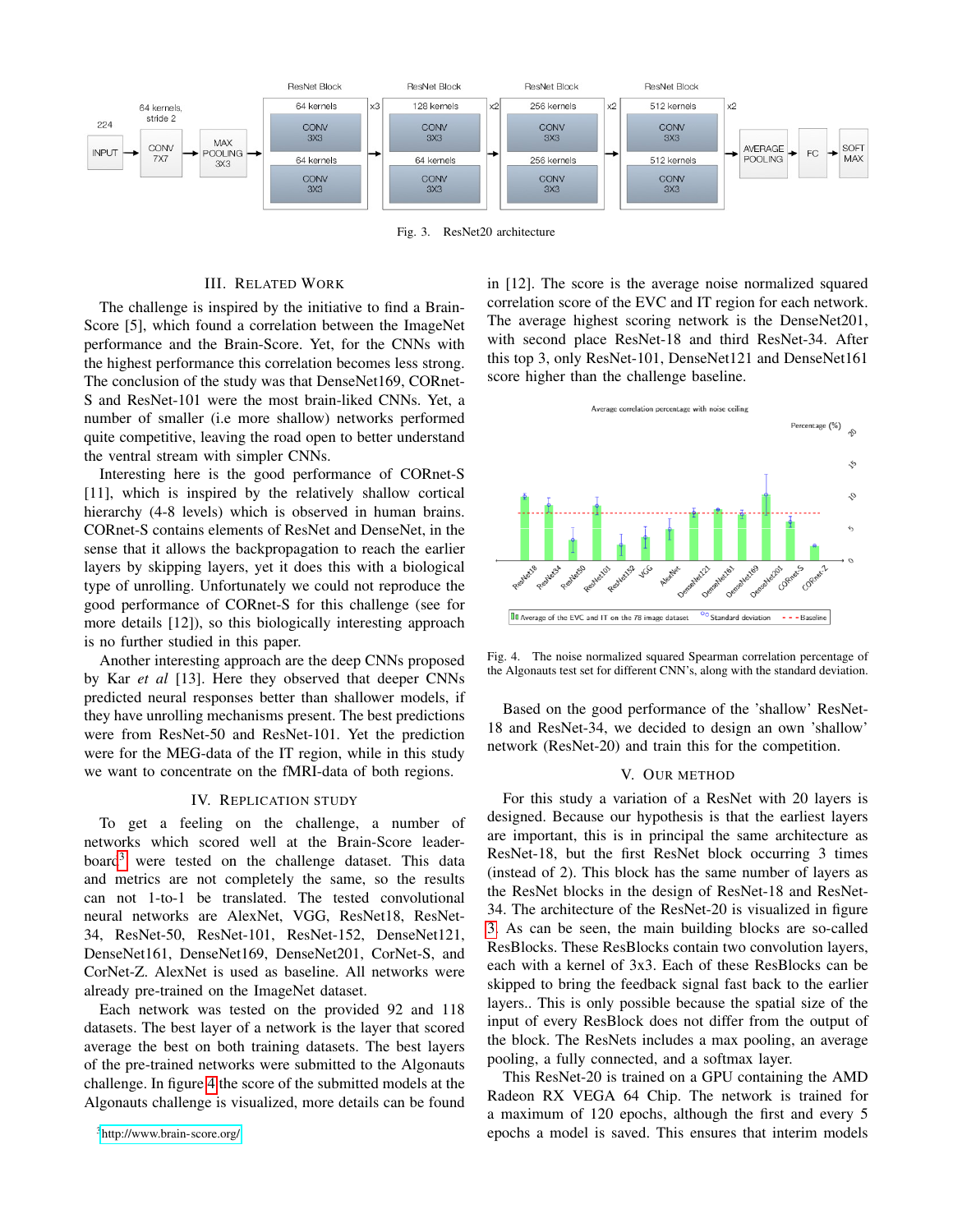Fig. 3. ResNet20 architecture

## III. Related Work

The challenge is inspired by the initiative to find a Brain-Score [5], which found a correlation between the ImageNet performance and the Brain-Score. Yet, for the CNNs with the highest performance this correlation becomes less strong. The conclusion of the study was that DenseNet169, CORnet-S and ResNet-101 were the most brain-liked CNNs. Yet, a number of smaller (i.e more shallow) networks performed quite competitive, leaving the road open to better understand the ventral stream with simpler CNNs.

Interesting here is the good performance of CORnet-S [11], which is inspired by the relatively shallow cortical hierarchy (4-8 levels) which is observed in human brains. CORnet-S contains elements of ResNet and DenseNet, in the sense that it allows the backpropagation to reach the earlier layers by skipping layers, yet it does this with a biological type of unrolling. Unfortunately we could not reproduce the good performance of CORnet-S for this challenge (see for more details [12]), so this biologically interesting approach is no further studied in this paper.

Another interesting approach are the deep CNNs proposed by Kar *et al* [13]. Here they observed that deeper CNNs predicted neural responses better than shallower models, if they have unrolling mechanisms present. The best predictions were from ResNet-50 and ResNet-101. Yet the prediction were for the MEG-data of the IT region, while in this study we want to concentrate on the fMRI-data of both regions.

## IV. Replication Study

To get a feeling on the challenge, a number of networks which scored well at the Brain-Score leaderboard[3] were tested on the challenge dataset. This data and metrics are not completely the same, so the results can not 1-to-1 be translated. The tested convolutional neural networks are AlexNet, VGG, ResNet18, ResNet-34, ResNet-50, ResNet-101, ResNet-152, DenseNet121, DenseNet161, DenseNet169, DenseNet201, CorNet-S, and CorNet-Z. AlexNet is used as baseline. All networks were already pre-trained on the ImageNet dataset.

Each network was tested on the provided 92 and 118 datasets. The best layer of a network is the layer that scored average the best on both training datasets. The best layers of the pre-trained networks were submitted to the Algonauts challenge. In figure 4 the score of the submitted models at the Algonauts challenge is visualized, more details can be found in [12]. The score is the average noise normalized squared correlation score of the EVC and IT region for each network. The average highest scoring network is the DenseNet201, with second place ResNet-18 and third ResNet-34. After this top 3, only ResNet-101, DenseNet121 and DenseNet161 score higher than the challenge baseline.

Fig. 4. The noise normalized squared Spearman correlation percentage of the Algonauts test set for different CNN's, along with the standard deviation.

Based on the good performance of the 'shallow' ResNet-18 and ResNet-34, we decided to design an own 'shallow' network (ResNet-20) and train this for the competition.

## V. Our Method

For this study a variation of a ResNet with 20 layers is designed. Because our hypothesis is that the earliest layers are important, this is in principal the same architecture as ResNet-18, but the first ResNet block occurring 3 times (instead of 2). This block has the same number of layers as the ResNet blocks in the design of ResNet-18 and ResNet-34. The architecture of the ResNet-20 is visualized in figure 3. As can be seen, the main building blocks are so-called ResBlocks. These ResBlocks contain two convolution layers, each with a kernel of 3x3. Each of these ResBlocks can be skipped to bring the feedback signal fast back to the earlier layers.. This is only possible because the spatial size of the input of every ResBlock does not differ from the output of the block. The ResNets includes a max pooling, an average pooling, a fully connected, and a softmax layer.

This ResNet-20 is trained on a GPU containing the AMD Radeon RX VEGA 64 Chip. The network is trained for a maximum of 120 epochs, although the first and every 5 epochs a model is saved. This ensures that interim models

[3] http://www.brain-score.org/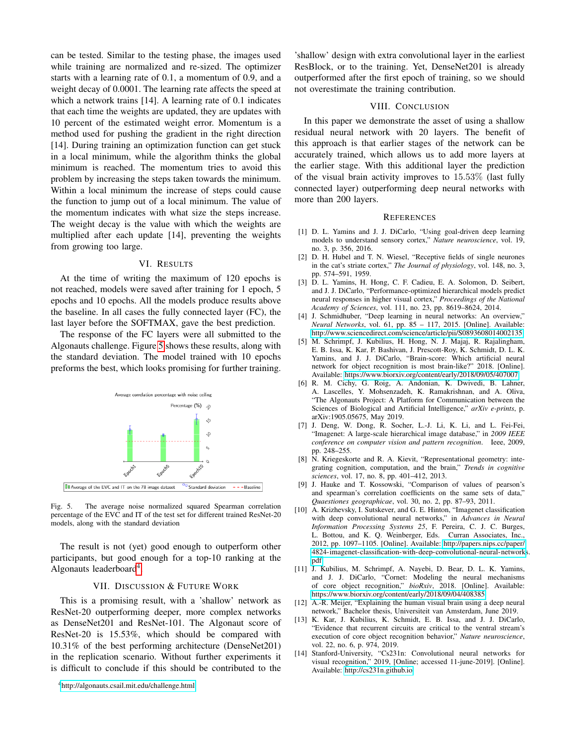can be tested. Similar to the testing phase, the images used while training are normalized and re-sized. The optimizer starts with a learning rate of 0.1, a momentum of 0.9, and a weight decay of 0.0001. The learning rate affects the speed at which a network trains [14]. A learning rate of 0.1 indicates that each time the weights are updated, they are updates with 10 percent of the estimated weight error. Momentum is a method used for pushing the gradient in the right direction [14]. During training an optimization function can get stuck in a local minimum, while the algorithm thinks the global minimum is reached. The momentum tries to avoid this problem by increasing the steps taken towards the minimum. Within a local minimum the increase of steps could cause the function to jump out of a local minimum. The value of the momentum indicates with what size the steps increase. The weight decay is the value with which the weights are multiplied after each update [14], preventing the weights from growing too large.

## VI. Results

At the time of writing the maximum of 120 epochs is not reached, models were saved after training for 1 epoch, 5 epochs and 10 epochs. All the models produce results above the baseline. In all cases the fully connected layer (FC), the last layer before the SOFTMAX, gave the best prediction.

The response of the FC layers were all submitted to the Algonauts challenge. Figure 5 shows these results, along with the standard deviation. The model trained with 10 epochs preforms the best, which looks promising for further training.

Average correlation percentage with noise ceiling

Percentage (%)

0
5
10
15
20

Epoch1
Epoch5
Epoch10

Average of the EVC and IT on the 78 image dataset
Standard deviation
Baseline

Fig. 5. The average noise normalized squared Spearman correlation percentage of the EVC and IT of the test set for different trained ResNet-20 models, along with the standard deviation

The result is not (yet) good enough to outperform other participants, but good enough for a top-10 ranking at the Algonauts leaderboard[4].

## VII. Discussion & Future Work

This is a promising result, with a 'shallow' network as ResNet-20 outperforming deeper, more complex networks as DenseNet201 and ResNet-101. The Algonaut score of ResNet-20 is 15.53%, which should be compared with 10.31% of the best performing architecture (DenseNet201) in the replication scenario. Without further experiments it is difficult to conclude if this should be contributed to the 'shallow' design with extra convolutional layer in the earliest ResBlock, or to the training. Yet, DenseNet201 is already outperformed after the first epoch of training, so we should not overestimate the training contribution.

## VIII. Conclusion

In this paper we demonstrate the asset of using a shallow residual neural network with 20 layers. The benefit of this approach is that earlier stages of the network can be accurately trained, which allows us to add more layers at the earlier stage. With this additional layer the prediction of the visual brain activity improves to $15.53\%$ (last fully connected layer) outperforming deep neural networks with more than 200 layers.

## References

[1] D. L. Yamins and J. J. DiCarlo, "Using goal-driven deep learning models to understand sensory cortex," *Nature neuroscience*, vol. 19, no. 3, p. 356, 2016.

[2] D. H. Hubel and T. N. Wiesel, "Receptive fields of single neurones in the cat's striate cortex," *The Journal of physiology*, vol. 148, no. 3, pp. 574–591, 1959.

[3] D. L. Yamins, H. Hong, C. F. Cadieu, E. A. Solomon, D. Seibert, and J. J. DiCarlo, "Performance-optimized hierarchical models predict neural responses in higher visual cortex," *Proceedings of the National Academy of Sciences*, vol. 111, no. 23, pp. 8619–8624, 2014.

[4] J. Schmidhuber, "Deep learning in neural networks: An overview," *Neural Networks*, vol. 61, pp. 85 – 117, 2015. [Online]. Available: http://www.sciencedirect.com/science/article/pii/S0893608014002135

[5] M. Schrimpf, J. Kubilius, H. Hong, N. J. Majaj, R. Rajalingham, E. B. Issa, K. Kar, P. Bashivan, J. Prescott-Roy, K. Schmidt, D. L. K. Yamins, and J. J. DiCarlo, "Brain-score: Which artificial neural network for object recognition is most brain-like?" 2018. [Online]. Available: https://www.biorxiv.org/content/early/2018/09/05/407007

[6] R. M. Cichy, G. Roig, A. Andonian, K. Dwivedi, B. Lahner, A. Lascelles, Y. Mohsenzadeh, K. Ramakrishnan, and A. Oliva, "The Algonauts Project: A Platform for Communication between the Sciences of Biological and Artificial Intelligence," *arXiv e-prints*, p. arXiv:1905.05675, May 2019.

[7] J. Deng, W. Dong, R. Socher, L.-J. Li, K. Li, and L. Fei-Fei, "Imagenet: A large-scale hierarchical image database," in *2009 IEEE conference on computer vision and pattern recognition*. Ieee, 2009, pp. 248–255.

[8] N. Kriegeskorte and R. A. Kievit, "Representational geometry: integrating cognition, computation, and the brain," *Trends in cognitive sciences*, vol. 17, no. 8, pp. 401–412, 2013.

[9] J. Hauke and T. Kossowski, "Comparison of values of pearson's and spearman's correlation coefficients on the same sets of data," *Quaestiones geographicae*, vol. 30, no. 2, pp. 87–93, 2011.

[10] A. Krizhevsky, I. Sutskever, and G. E. Hinton, "Imagenet classification with deep convolutional neural networks," in *Advances in Neural Information Processing Systems 25*, F. Pereira, C. J. C. Burges, L. Bottou, and K. Q. Weinberger, Eds. Curran Associates, Inc., 2012, pp. 1097–1105. [Online]. Available: http://papers.nips.cc/paper/4824-imagenet-classification-with-deep-convolutional-neural-networks.pdf

[11] J. Kubilius, M. Schrimpf, A. Nayebi, D. Bear, D. L. K. Yamins, and J. J. DiCarlo, "Cornet: Modeling the neural mechanisms of core object recognition," *bioRxiv*, 2018. [Online]. Available: https://www.biorxiv.org/content/early/2018/09/04/408385

[12] A.-R. Meijer, "Explaining the human visual brain using a deep neural network," Bachelor thesis, Universiteit van Amsterdam, June 2019.

[13] K. Kar, J. Kubilius, K. Schmidt, E. B. Issa, and J. J. DiCarlo, "Evidence that recurrent circuits are critical to the ventral stream's execution of core object recognition behavior," *Nature neuroscience*, vol. 22, no. 6, p. 974, 2019.

[14] Stanford-University, "Cs231n: Convolutional neural networks for visual recognition," 2019, [Online; accessed 11-june-2019]. [Online]. Available: http://cs231n.github.io

[4] http://algonauts.csail.mit.edu/challenge.html